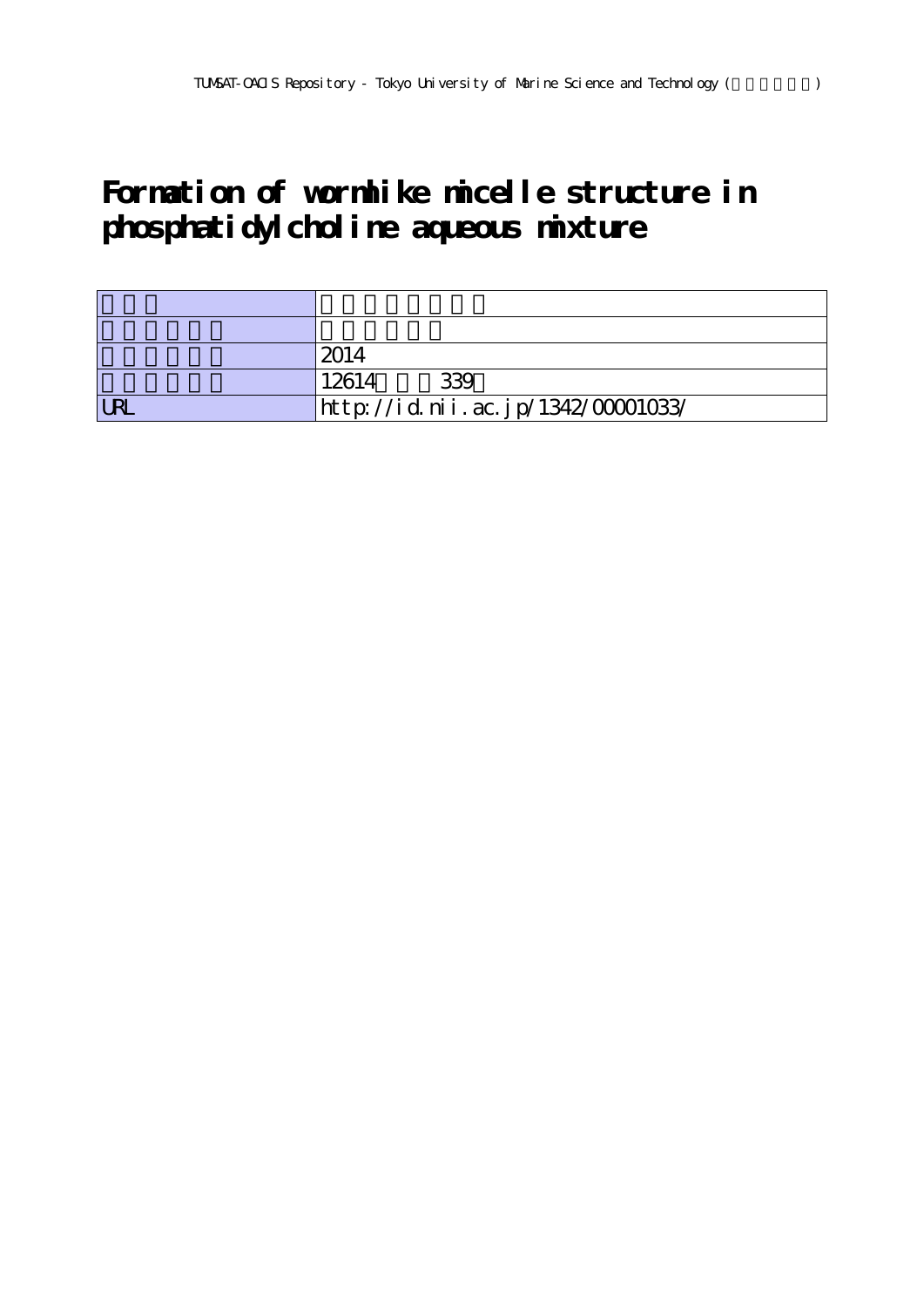# Formation of wormlike micelle structure in phosphatidylcholine aqueous mixture

| | |
|---|---|
| | |
| | |
| | 2014 |
| | 12614 339 |
| URL | http://id.nii.ac.jp/1342/00001033/ |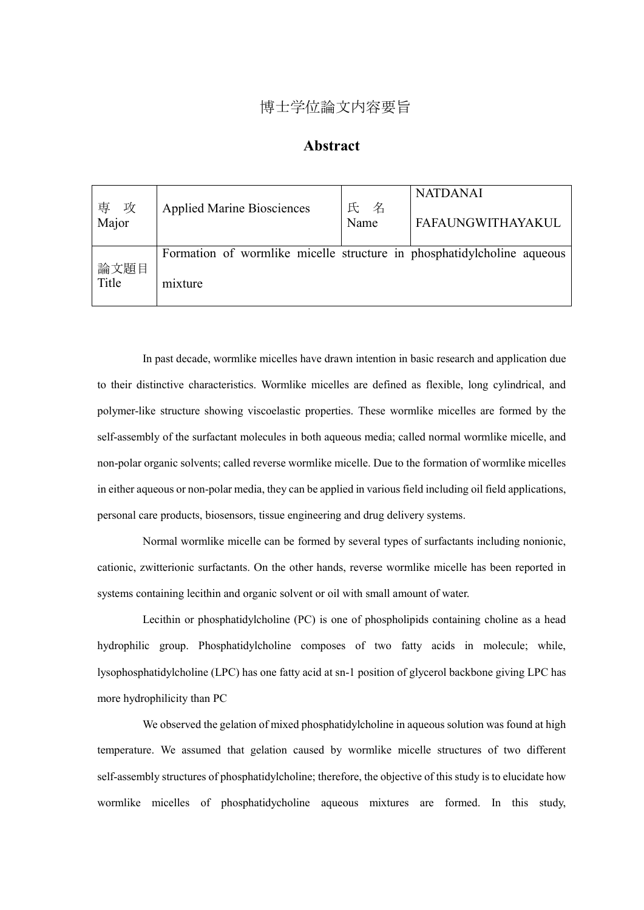# 博士学位論文内容要旨

## Abstract

| 専　攻 Major | Applied Marine Biosciences | 氏　名 Name | NATDANAI FAFAUNGWITHAYAKUL |
|---|---|---|---|
| 論文題目 Title | Formation of wormlike micelle structure in phosphatidylcholine aqueous mixture | | |

In past decade, wormlike micelles have drawn intention in basic research and application due to their distinctive characteristics. Wormlike micelles are defined as flexible, long cylindrical, and polymer-like structure showing viscoelastic properties. These wormlike micelles are formed by the self-assembly of the surfactant molecules in both aqueous media; called normal wormlike micelle, and non-polar organic solvents; called reverse wormlike micelle. Due to the formation of wormlike micelles in either aqueous or non-polar media, they can be applied in various field including oil field applications, personal care products, biosensors, tissue engineering and drug delivery systems.

Normal wormlike micelle can be formed by several types of surfactants including nonionic, cationic, zwitterionic surfactants. On the other hands, reverse wormlike micelle has been reported in systems containing lecithin and organic solvent or oil with small amount of water.

Lecithin or phosphatidylcholine (PC) is one of phospholipids containing choline as a head hydrophilic group. Phosphatidylcholine composes of two fatty acids in molecule; while, lysophosphatidylcholine (LPC) has one fatty acid at sn-1 position of glycerol backbone giving LPC has more hydrophilicity than PC

We observed the gelation of mixed phosphatidylcholine in aqueous solution was found at high temperature. We assumed that gelation caused by wormlike micelle structures of two different self-assembly structures of phosphatidylcholine; therefore, the objective of this study is to elucidate how wormlike micelles of phosphatidycholine aqueous mixtures are formed. In this study,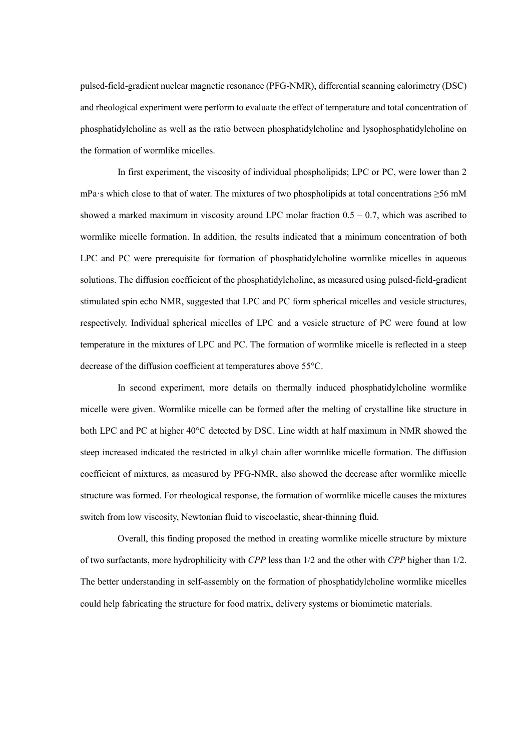pulsed-field-gradient nuclear magnetic resonance (PFG-NMR), differential scanning calorimetry (DSC) and rheological experiment were perform to evaluate the effect of temperature and total concentration of phosphatidylcholine as well as the ratio between phosphatidylcholine and lysophosphatidylcholine on the formation of wormlike micelles.

In first experiment, the viscosity of individual phospholipids; LPC or PC, were lower than 2 mPa·s which close to that of water. The mixtures of two phospholipids at total concentrations ≥56 mM showed a marked maximum in viscosity around LPC molar fraction 0.5 – 0.7, which was ascribed to wormlike micelle formation. In addition, the results indicated that a minimum concentration of both LPC and PC were prerequisite for formation of phosphatidylcholine wormlike micelles in aqueous solutions. The diffusion coefficient of the phosphatidylcholine, as measured using pulsed-field-gradient stimulated spin echo NMR, suggested that LPC and PC form spherical micelles and vesicle structures, respectively. Individual spherical micelles of LPC and a vesicle structure of PC were found at low temperature in the mixtures of LPC and PC. The formation of wormlike micelle is reflected in a steep decrease of the diffusion coefficient at temperatures above 55°C.

In second experiment, more details on thermally induced phosphatidylcholine wormlike micelle were given. Wormlike micelle can be formed after the melting of crystalline like structure in both LPC and PC at higher 40°C detected by DSC. Line width at half maximum in NMR showed the steep increased indicated the restricted in alkyl chain after wormlike micelle formation. The diffusion coefficient of mixtures, as measured by PFG-NMR, also showed the decrease after wormlike micelle structure was formed. For rheological response, the formation of wormlike micelle causes the mixtures switch from low viscosity, Newtonian fluid to viscoelastic, shear-thinning fluid.

Overall, this finding proposed the method in creating wormlike micelle structure by mixture of two surfactants, more hydrophilicity with *CPP* less than 1/2 and the other with *CPP* higher than 1/2. The better understanding in self-assembly on the formation of phosphatidylcholine wormlike micelles could help fabricating the structure for food matrix, delivery systems or biomimetic materials.